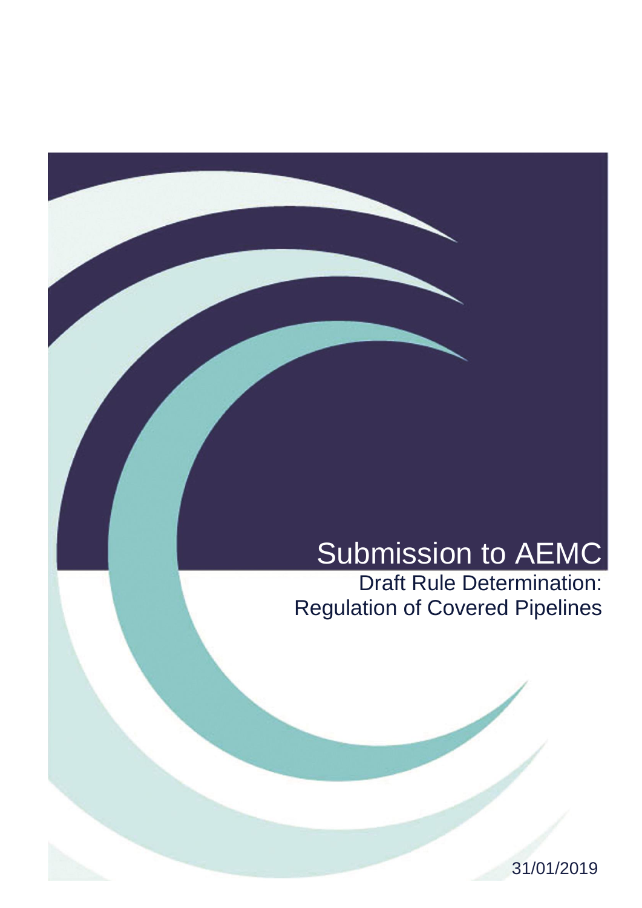# Submission to AEMC

## Draft Rule Determination: Regulation of Covered Pipelines

31/01/2019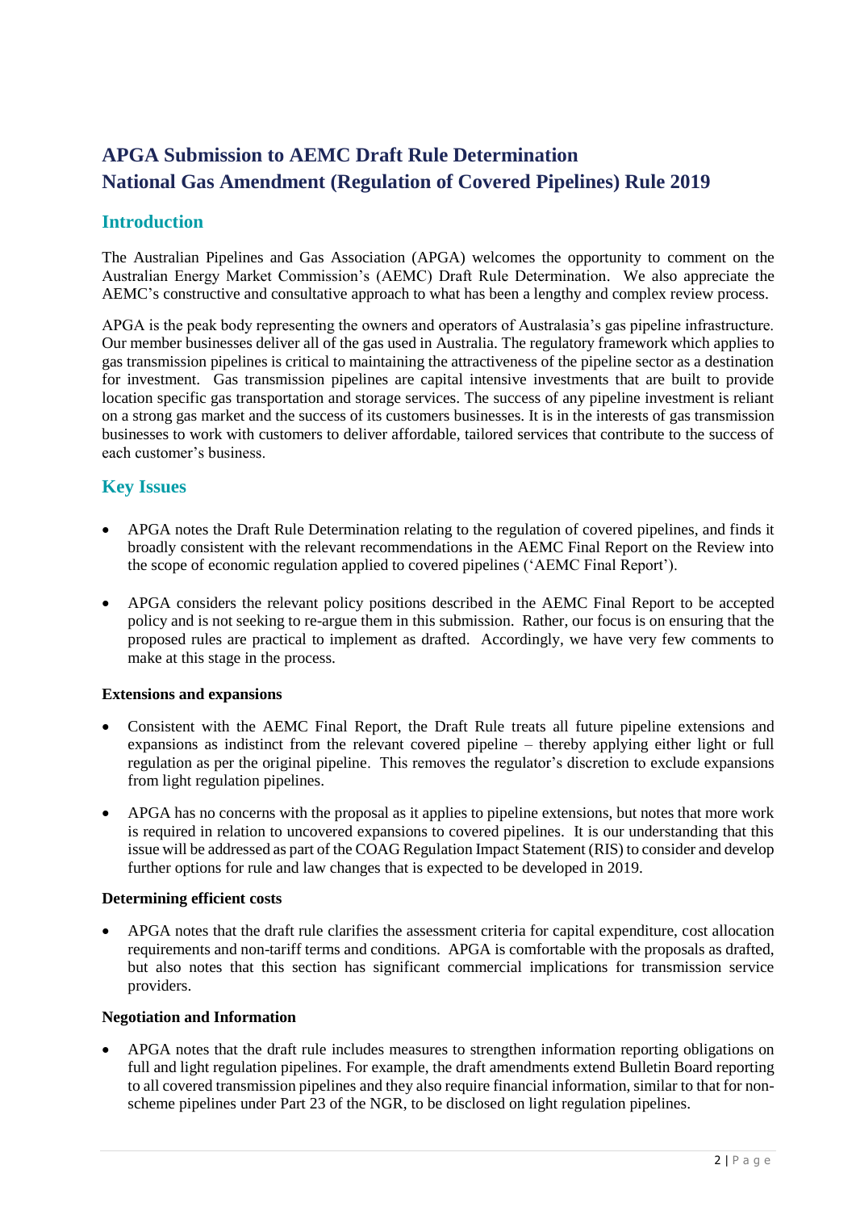# APGA Submission to AEMC Draft Rule Determination
# National Gas Amendment (Regulation of Covered Pipelines) Rule 2019

## Introduction

The Australian Pipelines and Gas Association (APGA) welcomes the opportunity to comment on the Australian Energy Market Commission's (AEMC) Draft Rule Determination. We also appreciate the AEMC's constructive and consultative approach to what has been a lengthy and complex review process.

APGA is the peak body representing the owners and operators of Australasia's gas pipeline infrastructure. Our member businesses deliver all of the gas used in Australia. The regulatory framework which applies to gas transmission pipelines is critical to maintaining the attractiveness of the pipeline sector as a destination for investment. Gas transmission pipelines are capital intensive investments that are built to provide location specific gas transportation and storage services. The success of any pipeline investment is reliant on a strong gas market and the success of its customers businesses. It is in the interests of gas transmission businesses to work with customers to deliver affordable, tailored services that contribute to the success of each customer's business.

## Key Issues

- APGA notes the Draft Rule Determination relating to the regulation of covered pipelines, and finds it broadly consistent with the relevant recommendations in the AEMC Final Report on the Review into the scope of economic regulation applied to covered pipelines ('AEMC Final Report').
- APGA considers the relevant policy positions described in the AEMC Final Report to be accepted policy and is not seeking to re-argue them in this submission. Rather, our focus is on ensuring that the proposed rules are practical to implement as drafted. Accordingly, we have very few comments to make at this stage in the process.

**Extensions and expansions**

- Consistent with the AEMC Final Report, the Draft Rule treats all future pipeline extensions and expansions as indistinct from the relevant covered pipeline – thereby applying either light or full regulation as per the original pipeline. This removes the regulator's discretion to exclude expansions from light regulation pipelines.
- APGA has no concerns with the proposal as it applies to pipeline extensions, but notes that more work is required in relation to uncovered expansions to covered pipelines. It is our understanding that this issue will be addressed as part of the COAG Regulation Impact Statement (RIS) to consider and develop further options for rule and law changes that is expected to be developed in 2019.

**Determining efficient costs**

- APGA notes that the draft rule clarifies the assessment criteria for capital expenditure, cost allocation requirements and non-tariff terms and conditions. APGA is comfortable with the proposals as drafted, but also notes that this section has significant commercial implications for transmission service providers.

**Negotiation and Information**

- APGA notes that the draft rule includes measures to strengthen information reporting obligations on full and light regulation pipelines. For example, the draft amendments extend Bulletin Board reporting to all covered transmission pipelines and they also require financial information, similar to that for non-scheme pipelines under Part 23 of the NGR, to be disclosed on light regulation pipelines.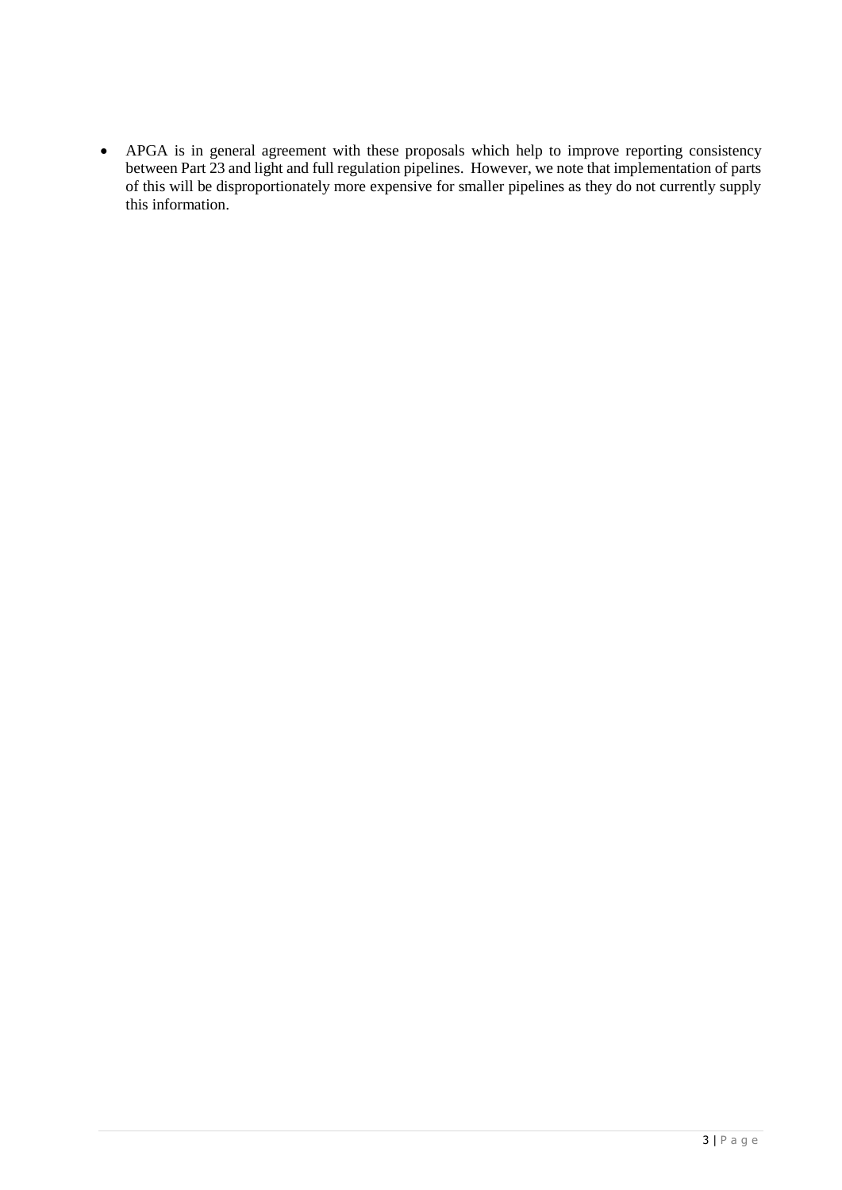- APGA is in general agreement with these proposals which help to improve reporting consistency between Part 23 and light and full regulation pipelines. However, we note that implementation of parts of this will be disproportionately more expensive for smaller pipelines as they do not currently supply this information.